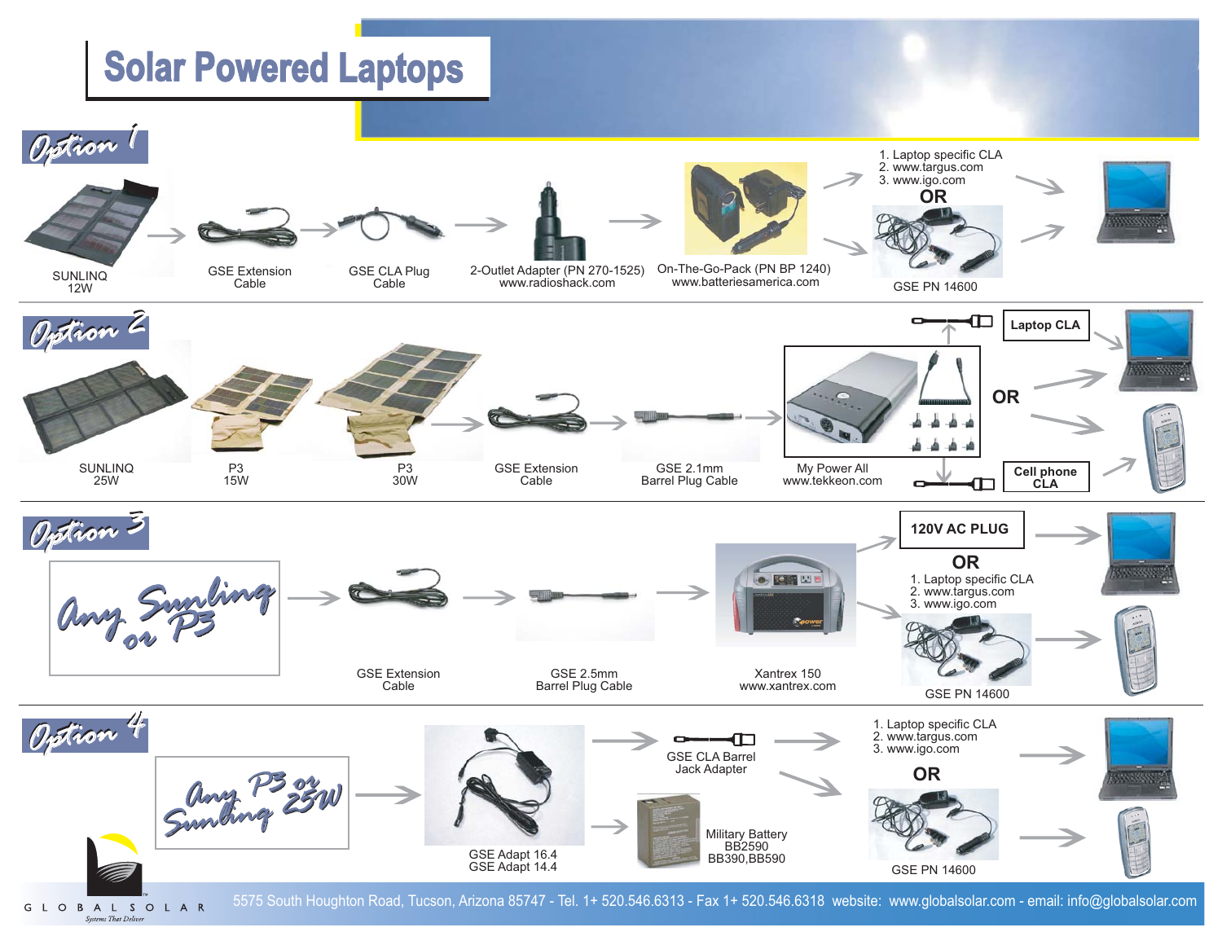# Solar Powered Laptops

## Option 1

SUNLINQ 12W → GSE Extension Cable → GSE CLA Plug Cable → 2-Outlet Adapter (PN 270-1525) www.radioshack.com → On-The-Go-Pack (PN BP 1240) www.batteriesamerica.com →

1. Laptop specific CLA
2. www.targus.com
3. www.igo.com

**OR**

GSE PN 14600

## Option 2

SUNLINQ 25W

P3 15W

P3 30W

→ GSE Extension Cable → GSE 2.1mm Barrel Plug Cable → My Power All www.tekkeon.com →

**Laptop CLA**

**OR**

**Cell phone CLA**

## Option 3

*Any Sunling or P3*

→ GSE Extension Cable → GSE 2.5mm Barrel Plug Cable → Xantrex 150 www.xantrex.com →

**120V AC PLUG**

**OR**

1. Laptop specific CLA
2. www.targus.com
3. www.igo.com

GSE PN 14600

## Option 4

*Any P3 or 25W Sunling*

→ GSE Adapt 16.4 / GSE Adapt 14.4 →

GSE CLA Barrel Jack Adapter

Military Battery BB2590 BB390,BB590

→

1. Laptop specific CLA
2. www.targus.com
3. www.igo.com

**OR**

GSE PN 14600

GLOBAL SOLAR

Systems That Deliver

5575 South Houghton Road, Tucson, Arizona 85747 - Tel. 1+ 520.546.6313 - Fax 1+ 520.546.6318 website: www.globalsolar.com - email: info@globalsolar.com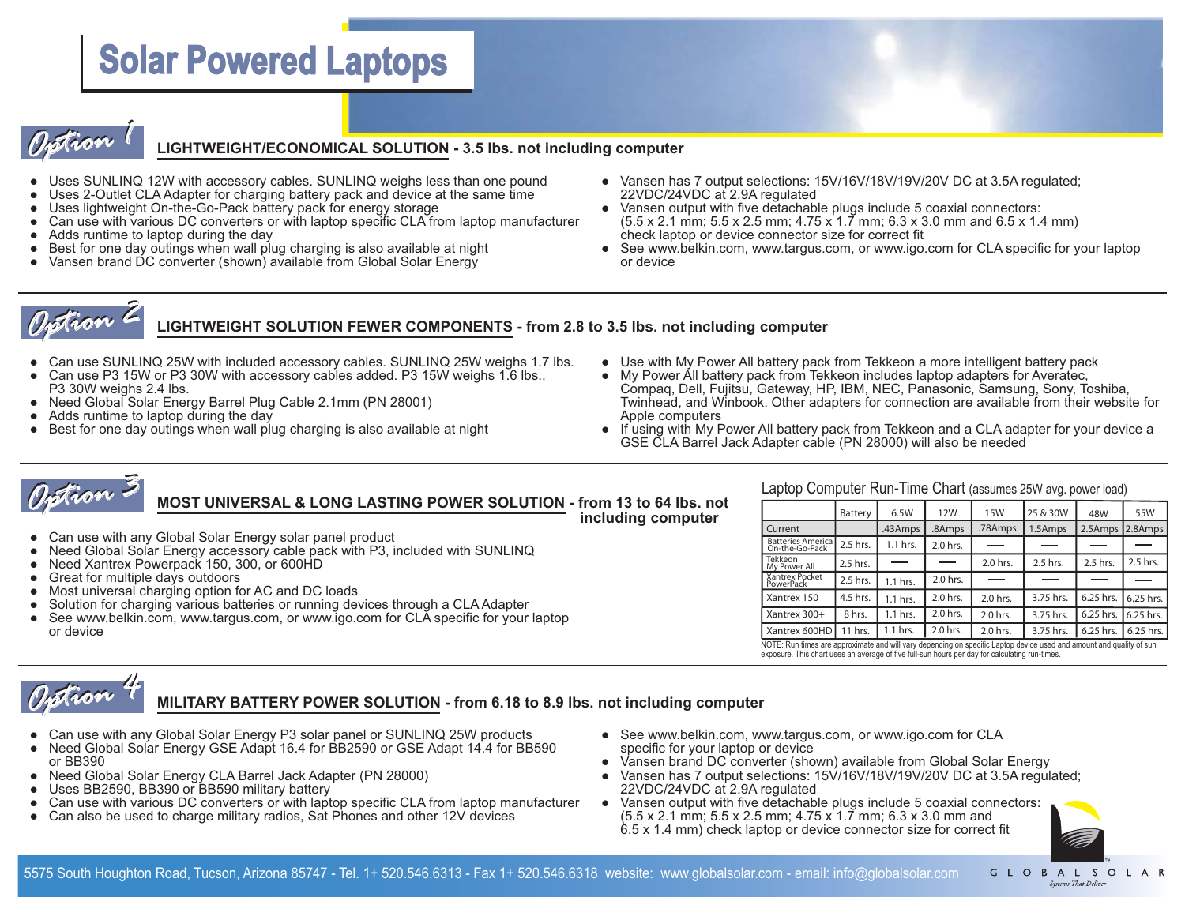# Solar Powered Laptops

## Option 1

### LIGHTWEIGHT/ECONOMICAL SOLUTION - 3.5 lbs. not including computer

- Uses SUNLINQ 12W with accessory cables. SUNLINQ weighs less than one pound
- Uses 2-Outlet CLA Adapter for charging battery pack and device at the same time
- Uses lightweight On-the-Go-Pack battery pack for energy storage
- Can use with various DC converters or with laptop specific CLA from laptop manufacturer
- Adds runtime to laptop during the day
- Best for one day outings when wall plug charging is also available at night
- Vansen brand DC converter (shown) available from Global Solar Energy
- Vansen has 7 output selections: 15V/16V/18V/19V/20V DC at 3.5A regulated; 22VDC/24VDC at 2.9A regulated
- Vansen output with five detachable plugs include 5 coaxial connectors: (5.5 x 2.1 mm; 5.5 x 2.5 mm; 4.75 x 1.7 mm; 6.3 x 3.0 mm and 6.5 x 1.4 mm) check laptop or device connector size for correct fit
- See www.belkin.com, www.targus.com, or www.igo.com for CLA specific for your laptop or device

## Option 2

### LIGHTWEIGHT SOLUTION FEWER COMPONENTS - from 2.8 to 3.5 lbs. not including computer

- Can use SUNLINQ 25W with included accessory cables. SUNLINQ 25W weighs 1.7 lbs.
- Can use P3 15W or P3 30W with accessory cables added. P3 15W weighs 1.6 lbs., P3 30W weighs 2.4 lbs.
- Need Global Solar Energy Barrel Plug Cable 2.1mm (PN 28001)
- Adds runtime to laptop during the day
- Best for one day outings when wall plug charging is also available at night
- Use with My Power All battery pack from Tekkeon a more intelligent battery pack
- My Power All battery pack from Tekkeon includes laptop adapters for Averatec, Compaq, Dell, Fujitsu, Gateway, HP, IBM, NEC, Panasonic, Samsung, Sony, Toshiba, Twinhead, and Winbook. Other adapters for connection are available from their website for Apple computers
- If using with My Power All battery pack from Tekkeon and a CLA adapter for your device a GSE CLA Barrel Jack Adapter cable (PN 28000) will also be needed

## Option 3

### MOST UNIVERSAL & LONG LASTING POWER SOLUTION - from 13 to 64 lbs. not including computer

- Can use with any Global Solar Energy solar panel product
- Need Global Solar Energy accessory cable pack with P3, included with SUNLINQ
- Need Xantrex Powerpack 150, 300, or 600HD
- Great for multiple days outdoors
- Most universal charging option for AC and DC loads
- Solution for charging various batteries or running devices through a CLA Adapter
- See www.belkin.com, www.targus.com, or www.igo.com for CLA specific for your laptop or device

**Laptop Computer Run-Time Chart** (assumes 25W avg. power load)

| | Battery | 6.5W | 12W | 15W | 25 & 30W | 48W | 55W |
|---|---|---|---|---|---|---|---|
| Current | | .43Amps | .8Amps | .78Amps | 1.5Amps | 2.5Amps | 2.8Amps |
| Batteries America On-the-Go-Pack | 2.5 hrs. | 1.1 hrs. | 2.0 hrs. | — | — | — | — |
| Tekkeon My Power All | 2.5 hrs. | — | — | 2.0 hrs. | 2.5 hrs. | 2.5 hrs. | 2.5 hrs. |
| Xantrex Pocket PowerPack | 2.5 hrs. | 1.1 hrs. | 2.0 hrs. | — | — | — | — |
| Xantrex 150 | 4.5 hrs. | 1.1 hrs. | 2.0 hrs. | 2.0 hrs. | 3.75 hrs. | 6.25 hrs. | 6.25 hrs. |
| Xantrex 300+ | 8 hrs. | 1.1 hrs. | 2.0 hrs. | 2.0 hrs. | 3.75 hrs. | 6.25 hrs. | 6.25 hrs. |
| Xantrex 600HD | 11 hrs. | 1.1 hrs. | 2.0 hrs. | 2.0 hrs. | 3.75 hrs. | 6.25 hrs. | 6.25 hrs. |

NOTE: Run times are approximate and will vary depending on specific Laptop device used and amount and quality of sun exposure. This chart uses an average of five full-sun hours per day for calculating run-times.

## Option 4

### MILITARY BATTERY POWER SOLUTION - from 6.18 to 8.9 lbs. not including computer

- Can use with any Global Solar Energy P3 solar panel or SUNLINQ 25W products
- Need Global Solar Energy GSE Adapt 16.4 for BB2590 or GSE Adapt 14.4 for BB590 or BB390
- Need Global Solar Energy CLA Barrel Jack Adapter (PN 28000)
- Uses BB2590, BB390 or BB590 military battery
- Can use with various DC converters or with laptop specific CLA from laptop manufacturer
- Can also be used to charge military radios, Sat Phones and other 12V devices
- See www.belkin.com, www.targus.com, or www.igo.com for CLA specific for your laptop or device
- Vansen brand DC converter (shown) available from Global Solar Energy
- Vansen has 7 output selections: 15V/16V/18V/19V/20V DC at 3.5A regulated; 22VDC/24VDC at 2.9A regulated
- Vansen output with five detachable plugs include 5 coaxial connectors: (5.5 x 2.1 mm; 5.5 x 2.5 mm; 4.75 x 1.7 mm; 6.3 x 3.0 mm and 6.5 x 1.4 mm) check laptop or device connector size for correct fit

5575 South Houghton Road, Tucson, Arizona 85747 - Tel. 1+ 520.546.6313 - Fax 1+ 520.546.6318 website: www.globalsolar.com - email: info@globalsolar.com

GLOBAL SOLAR™ Systems That Deliver